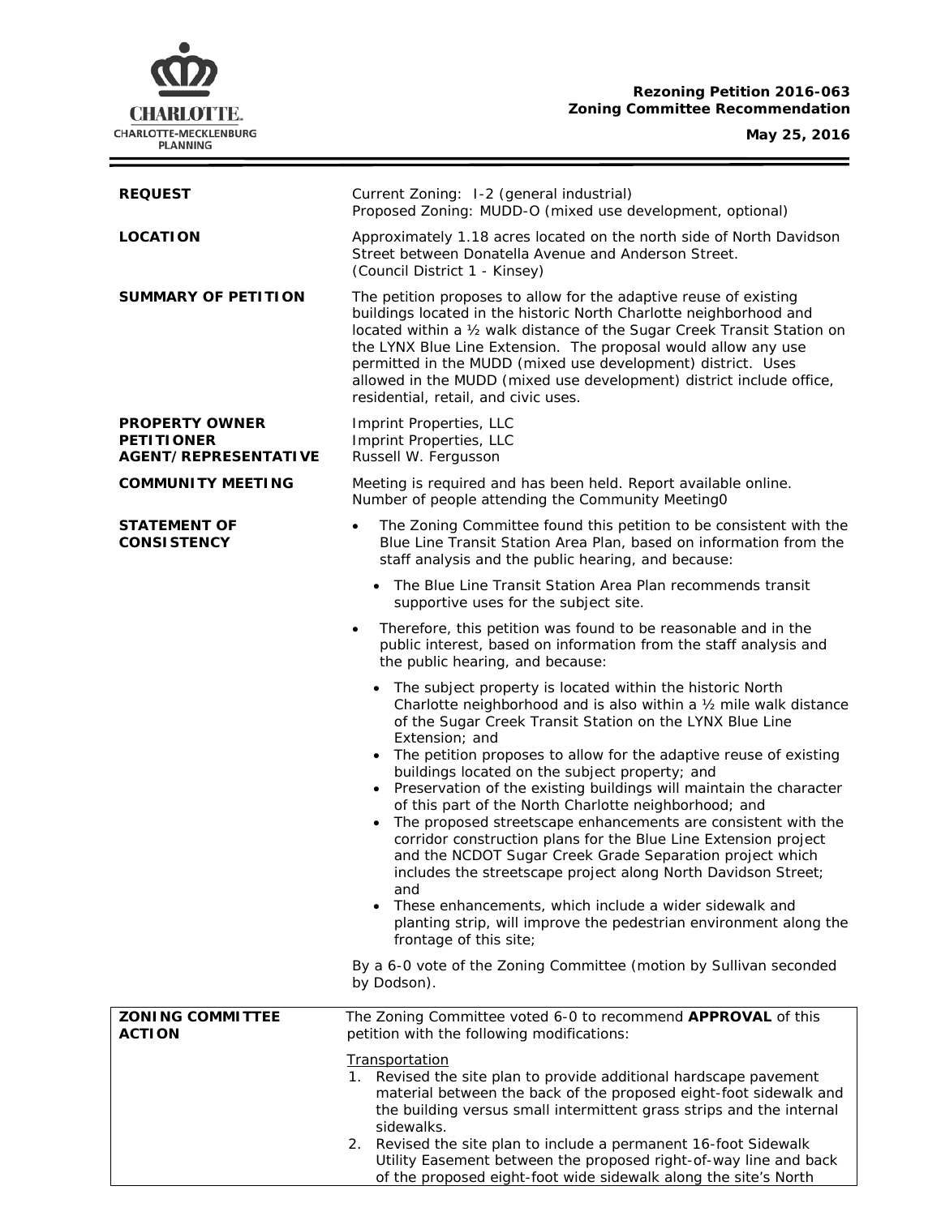**Rezoning Petition 2016-063**
**Zoning Committee Recommendation**

**May 25, 2016**

| | |
|---|---|
| **REQUEST** | Current Zoning: I-2 (general industrial)<br>Proposed Zoning: MUDD-O (mixed use development, optional) |
| **LOCATION** | Approximately 1.18 acres located on the north side of North Davidson Street between Donatella Avenue and Anderson Street.<br>(Council District 1 - Kinsey) |
| **SUMMARY OF PETITION** | The petition proposes to allow for the adaptive reuse of existing buildings located in the historic North Charlotte neighborhood and located within a ½ walk distance of the Sugar Creek Transit Station on the LYNX Blue Line Extension. The proposal would allow any use permitted in the MUDD (mixed use development) district. Uses allowed in the MUDD (mixed use development) district include office, residential, retail, and civic uses. |
| **PROPERTY OWNER**<br>**PETITIONER**<br>**AGENT/REPRESENTATIVE** | Imprint Properties, LLC<br>Imprint Properties, LLC<br>Russell W. Fergusson |
| **COMMUNITY MEETING** | Meeting is required and has been held. Report available online.<br>Number of people attending the Community Meeting0 |
| **STATEMENT OF CONSISTENCY** | • The Zoning Committee found this petition to be consistent with the Blue Line Transit Station Area Plan, based on information from the staff analysis and the public hearing, and because:<br>&nbsp;&nbsp;• The Blue Line Transit Station Area Plan recommends transit supportive uses for the subject site.<br>• Therefore, this petition was found to be reasonable and in the public interest, based on information from the staff analysis and the public hearing, and because:<br>&nbsp;&nbsp;• The subject property is located within the historic North Charlotte neighborhood and is also within a ½ mile walk distance of the Sugar Creek Transit Station on the LYNX Blue Line Extension; and<br>&nbsp;&nbsp;• The petition proposes to allow for the adaptive reuse of existing buildings located on the subject property; and<br>&nbsp;&nbsp;• Preservation of the existing buildings will maintain the character of this part of the North Charlotte neighborhood; and<br>&nbsp;&nbsp;• The proposed streetscape enhancements are consistent with the corridor construction plans for the Blue Line Extension project and the NCDOT Sugar Creek Grade Separation project which includes the streetscape project along North Davidson Street; and<br>&nbsp;&nbsp;• These enhancements, which include a wider sidewalk and planting strip, will improve the pedestrian environment along the frontage of this site;<br><br>By a 6-0 vote of the Zoning Committee (motion by Sullivan seconded by Dodson). |
| **ZONING COMMITTEE ACTION** | The Zoning Committee voted 6-0 to recommend **APPROVAL** of this petition with the following modifications:<br><br>Transportation<br>1. Revised the site plan to provide additional hardscape pavement material between the back of the proposed eight-foot sidewalk and the building versus small intermittent grass strips and the internal sidewalks.<br>2. Revised the site plan to include a permanent 16-foot Sidewalk Utility Easement between the proposed right-of-way line and back of the proposed eight-foot wide sidewalk along the site's North |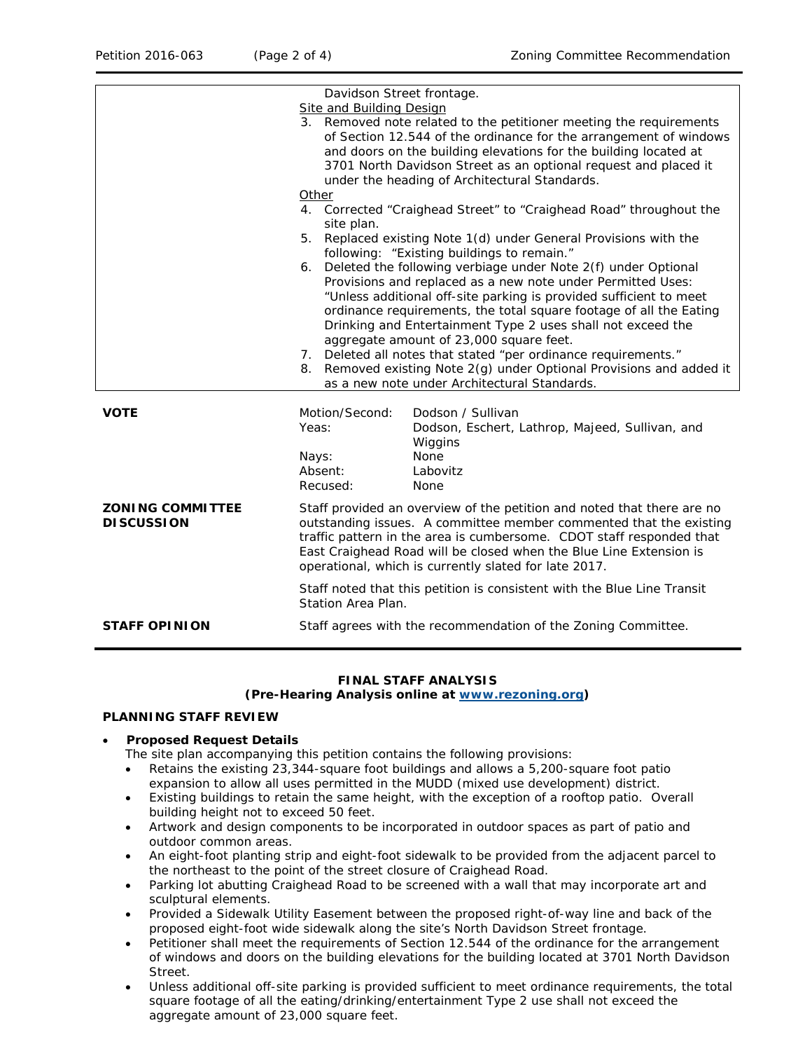| | |
|---|---|
| | Davidson Street frontage.<br>Site and Building Design<br>3. Removed note related to the petitioner meeting the requirements of Section 12.544 of the ordinance for the arrangement of windows and doors on the building elevations for the building located at 3701 North Davidson Street as an optional request and placed it under the heading of Architectural Standards.<br>Other<br>4. Corrected "Craighead Street" to "Craighead Road" throughout the site plan.<br>5. Replaced existing Note 1(d) under General Provisions with the following: "Existing buildings to remain."<br>6. Deleted the following verbiage under Note 2(f) under Optional Provisions and replaced as a new note under Permitted Uses: "Unless additional off-site parking is provided sufficient to meet ordinance requirements, the total square footage of all the Eating Drinking and Entertainment Type 2 uses shall not exceed the aggregate amount of 23,000 square feet.<br>7. Deleted all notes that stated "per ordinance requirements."<br>8. Removed existing Note 2(g) under Optional Provisions and added it as a new note under Architectural Standards. |

| | | |
|---|---|---|
| **VOTE** | Motion/Second: | Dodson / Sullivan |
| | Yeas: | Dodson, Eschert, Lathrop, Majeed, Sullivan, and Wiggins |
| | Nays: | None |
| | Absent: | Labovitz |
| | Recused: | None |
| **ZONING COMMITTEE DISCUSSION** | Staff provided an overview of the petition and noted that there are no outstanding issues. A committee member commented that the existing traffic pattern in the area is cumbersome. CDOT staff responded that East Craighead Road will be closed when the Blue Line Extension is operational, which is currently slated for late 2017.<br><br>Staff noted that this petition is consistent with the Blue Line Transit Station Area Plan. | |
| **STAFF OPINION** | Staff agrees with the recommendation of the Zoning Committee. | |

**FINAL STAFF ANALYSIS**
**(Pre-Hearing Analysis online at www.rezoning.org)**

**PLANNING STAFF REVIEW**

- **Proposed Request Details**
  The site plan accompanying this petition contains the following provisions:
  - Retains the existing 23,344-square foot buildings and allows a 5,200-square foot patio expansion to allow all uses permitted in the MUDD (mixed use development) district.
  - Existing buildings to retain the same height, with the exception of a rooftop patio. Overall building height not to exceed 50 feet.
  - Artwork and design components to be incorporated in outdoor spaces as part of patio and outdoor common areas.
  - An eight-foot planting strip and eight-foot sidewalk to be provided from the adjacent parcel to the northeast to the point of the street closure of Craighead Road.
  - Parking lot abutting Craighead Road to be screened with a wall that may incorporate art and sculptural elements.
  - Provided a Sidewalk Utility Easement between the proposed right-of-way line and back of the proposed eight-foot wide sidewalk along the site's North Davidson Street frontage.
  - Petitioner shall meet the requirements of Section 12.544 of the ordinance for the arrangement of windows and doors on the building elevations for the building located at 3701 North Davidson Street.
  - Unless additional off-site parking is provided sufficient to meet ordinance requirements, the total square footage of all the eating/drinking/entertainment Type 2 use shall not exceed the aggregate amount of 23,000 square feet.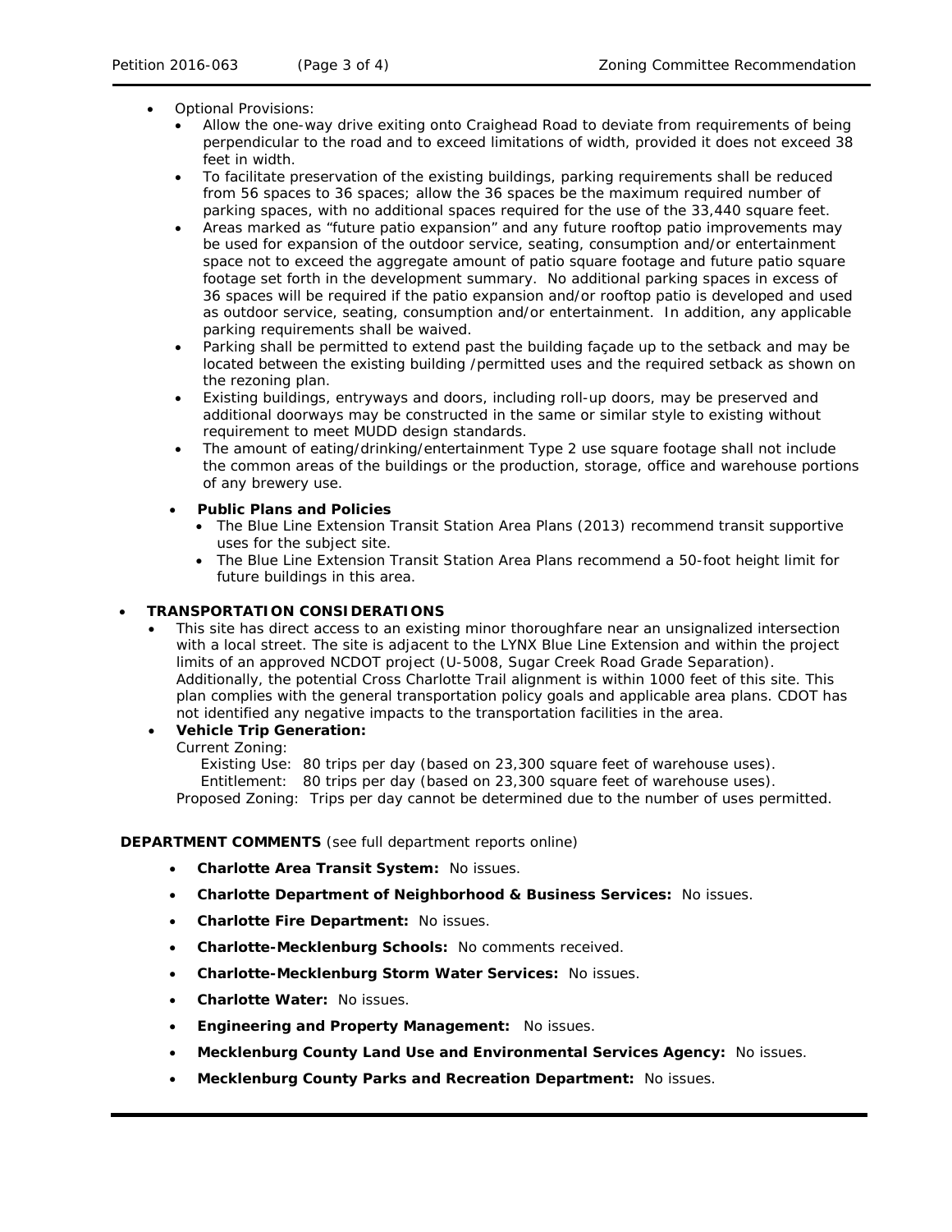- Optional Provisions:
  - Allow the one-way drive exiting onto Craighead Road to deviate from requirements of being perpendicular to the road and to exceed limitations of width, provided it does not exceed 38 feet in width.
  - To facilitate preservation of the existing buildings, parking requirements shall be reduced from 56 spaces to 36 spaces; allow the 36 spaces be the maximum required number of parking spaces, with no additional spaces required for the use of the 33,440 square feet.
  - Areas marked as "future patio expansion" and any future rooftop patio improvements may be used for expansion of the outdoor service, seating, consumption and/or entertainment space not to exceed the aggregate amount of patio square footage and future patio square footage set forth in the development summary. No additional parking spaces in excess of 36 spaces will be required if the patio expansion and/or rooftop patio is developed and used as outdoor service, seating, consumption and/or entertainment. In addition, any applicable parking requirements shall be waived.
  - Parking shall be permitted to extend past the building façade up to the setback and may be located between the existing building /permitted uses and the required setback as shown on the rezoning plan.
  - Existing buildings, entryways and doors, including roll-up doors, may be preserved and additional doorways may be constructed in the same or similar style to existing without requirement to meet MUDD design standards.
  - The amount of eating/drinking/entertainment Type 2 use square footage shall not include the common areas of the buildings or the production, storage, office and warehouse portions of any brewery use.

  - **Public Plans and Policies**
    - The Blue Line Extension Transit Station Area Plans (2013) recommend transit supportive uses for the subject site.
    - The Blue Line Extension Transit Station Area Plans recommend a 50-foot height limit for future buildings in this area.

- **TRANSPORTATION CONSIDERATIONS**
  - This site has direct access to an existing minor thoroughfare near an unsignalized intersection with a local street. The site is adjacent to the LYNX Blue Line Extension and within the project limits of an approved NCDOT project (U-5008, Sugar Creek Road Grade Separation). Additionally, the potential Cross Charlotte Trail alignment is within 1000 feet of this site. This plan complies with the general transportation policy goals and applicable area plans. CDOT has not identified any negative impacts to the transportation facilities in the area.
  - **Vehicle Trip Generation:**

    Current Zoning:

    Existing Use: 80 trips per day (based on 23,300 square feet of warehouse uses).

    Entitlement: 80 trips per day (based on 23,300 square feet of warehouse uses).

    Proposed Zoning: Trips per day cannot be determined due to the number of uses permitted.

**DEPARTMENT COMMENTS** (see full department reports online)

- **Charlotte Area Transit System:** No issues.
- **Charlotte Department of Neighborhood & Business Services:** No issues.
- **Charlotte Fire Department:** No issues.
- **Charlotte-Mecklenburg Schools:** No comments received.
- **Charlotte-Mecklenburg Storm Water Services:** No issues.
- **Charlotte Water:** No issues.
- **Engineering and Property Management:** No issues.
- **Mecklenburg County Land Use and Environmental Services Agency:** No issues.
- **Mecklenburg County Parks and Recreation Department:** No issues.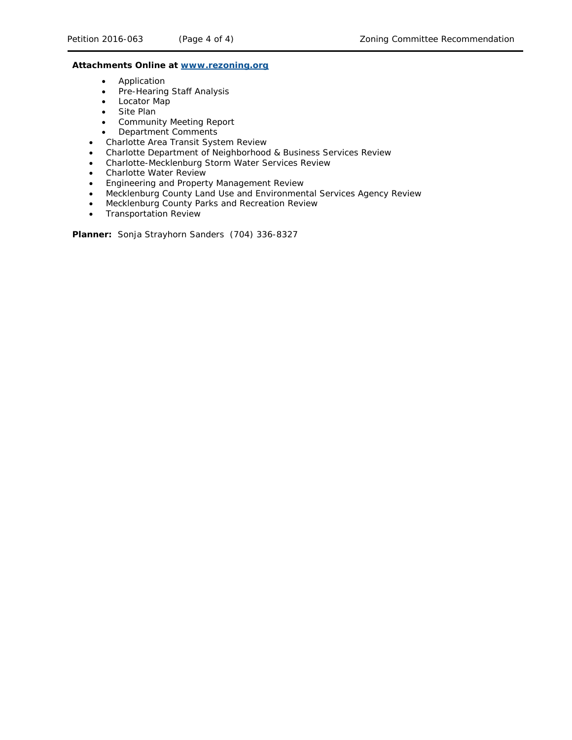**Attachments Online at www.rezoning.org**

- Application
- Pre-Hearing Staff Analysis
- Locator Map
- Site Plan
- Community Meeting Report
- Department Comments
  - Charlotte Area Transit System Review
  - Charlotte Department of Neighborhood & Business Services Review
  - Charlotte-Mecklenburg Storm Water Services Review
  - Charlotte Water Review
  - Engineering and Property Management Review
  - Mecklenburg County Land Use and Environmental Services Agency Review
  - Mecklenburg County Parks and Recreation Review
  - Transportation Review

**Planner:** Sonja Strayhorn Sanders (704) 336-8327